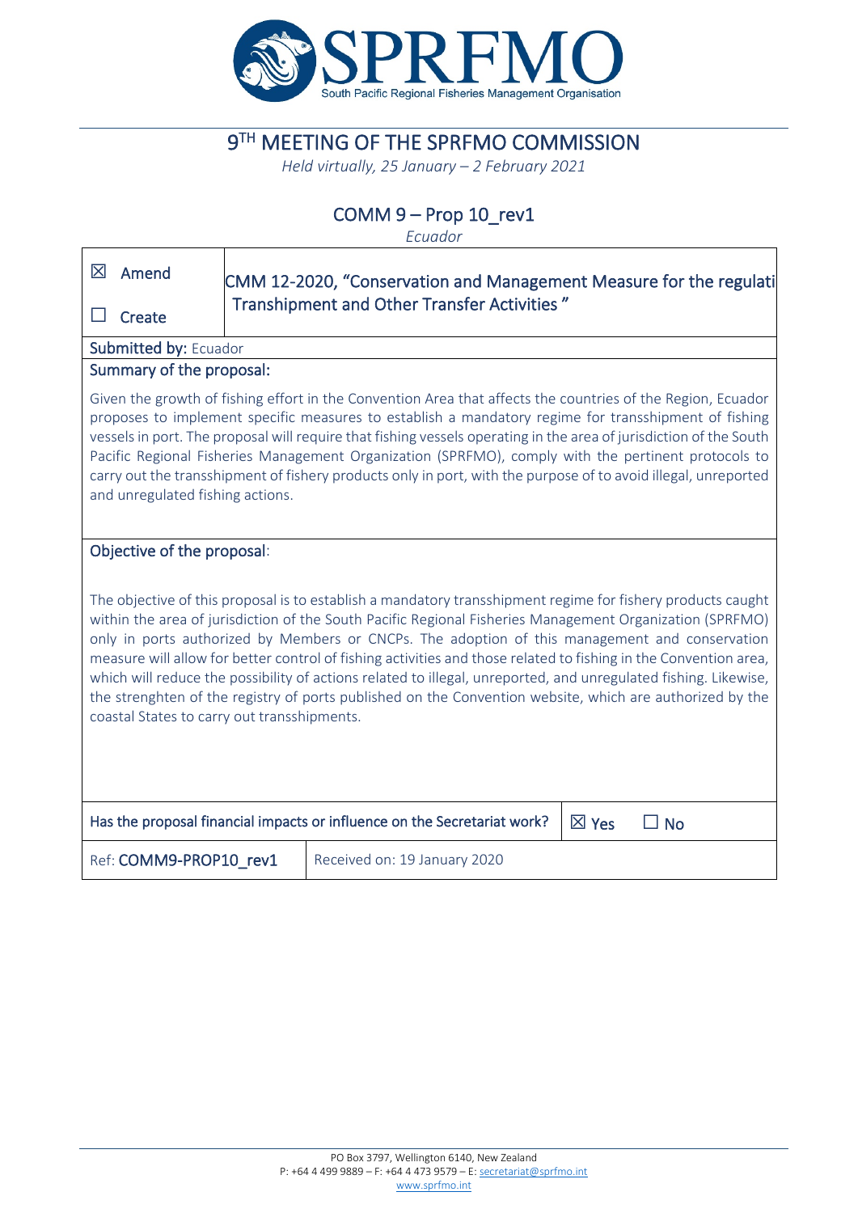# 9TH MEETING OF THE SPRFMO COMMISSION

*Held virtually, 25 January – 2 February 2021*

## COMM 9 – Prop 10_rev1

*Ecuador*

| ☒ Amend ☐ Create | CMM 12-2020, "Conservation and Management Measure for the regulati Transhipment and Other Transfer Activities" |
|---|---|

**Submitted by:** Ecuador

**Summary of the proposal:**

Given the growth of fishing effort in the Convention Area that affects the countries of the Region, Ecuador proposes to implement specific measures to establish a mandatory regime for transshipment of fishing vessels in port. The proposal will require that fishing vessels operating in the area of jurisdiction of the South Pacific Regional Fisheries Management Organization (SPRFMO), comply with the pertinent protocols to carry out the transshipment of fishery products only in port, with the purpose of to avoid illegal, unreported and unregulated fishing actions.

**Objective of the proposal:**

The objective of this proposal is to establish a mandatory transshipment regime for fishery products caught within the area of jurisdiction of the South Pacific Regional Fisheries Management Organization (SPRFMO) only in ports authorized by Members or CNCPs. The adoption of this management and conservation measure will allow for better control of fishing activities and those related to fishing in the Convention area, which will reduce the possibility of actions related to illegal, unreported, and unregulated fishing. Likewise, the strenghten of the registry of ports published on the Convention website, which are authorized by the coastal States to carry out transshipments.

| Has the proposal financial impacts or influence on the Secretariat work? | ☒ Yes ☐ No |
|---|---|
| Ref: **COMM9-PROP10_rev1** | Received on: 19 January 2020 |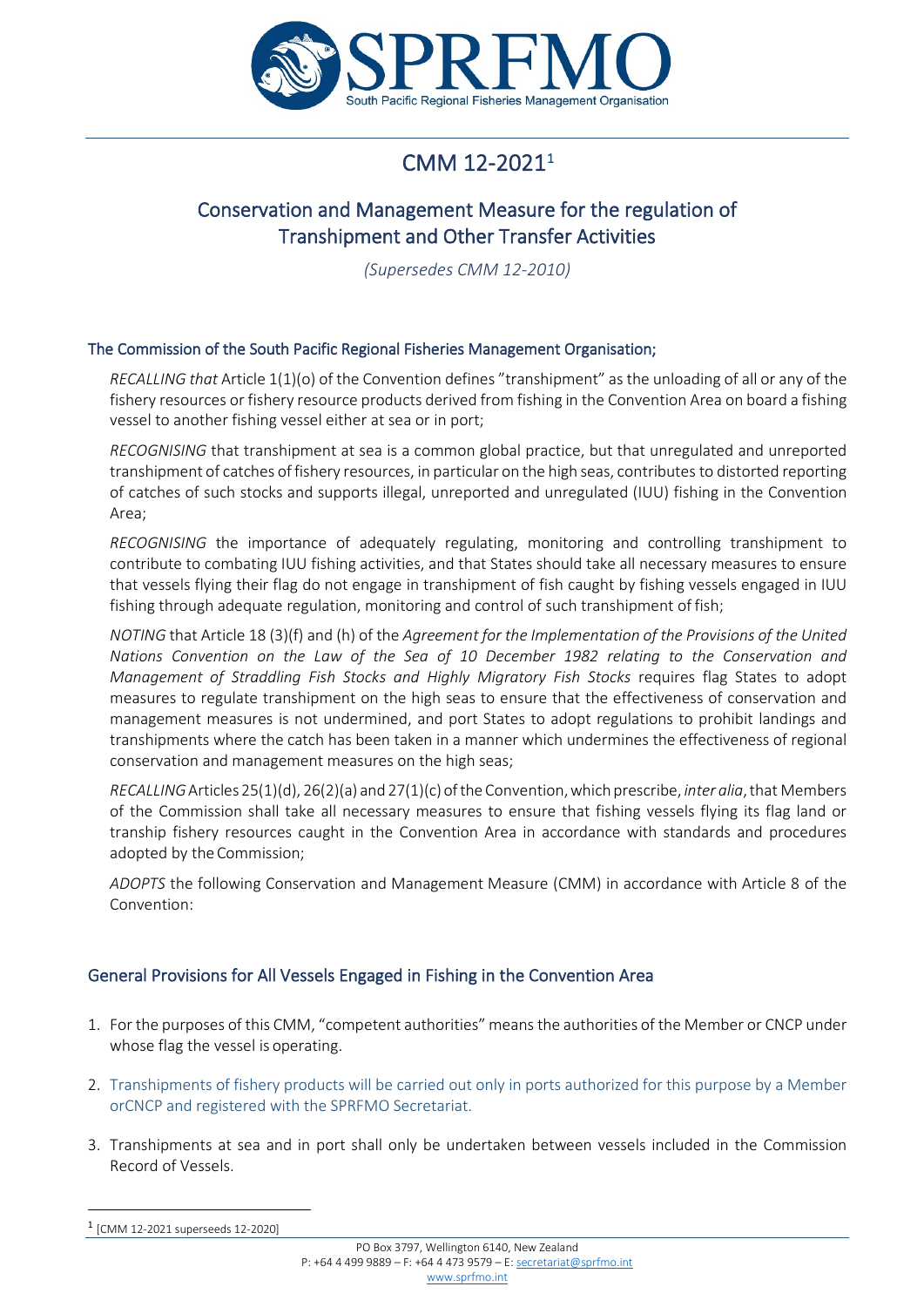# CMM 12-2021[1]

## Conservation and Management Measure for the regulation of Transhipment and Other Transfer Activities

*(Supersedes CMM 12-2010)*

### The Commission of the South Pacific Regional Fisheries Management Organisation;

*RECALLING that* Article 1(1)(o) of the Convention defines "transhipment" as the unloading of all or any of the fishery resources or fishery resource products derived from fishing in the Convention Area on board a fishing vessel to another fishing vessel either at sea or in port;

*RECOGNISING* that transhipment at sea is a common global practice, but that unregulated and unreported transhipment of catches of fishery resources, in particular on the high seas, contributes to distorted reporting of catches of such stocks and supports illegal, unreported and unregulated (IUU) fishing in the Convention Area;

*RECOGNISING* the importance of adequately regulating, monitoring and controlling transhipment to contribute to combating IUU fishing activities, and that States should take all necessary measures to ensure that vessels flying their flag do not engage in transhipment of fish caught by fishing vessels engaged in IUU fishing through adequate regulation, monitoring and control of such transhipment of fish;

*NOTING* that Article 18 (3)(f) and (h) of the *Agreement for the Implementation of the Provisions of the United Nations Convention on the Law of the Sea of 10 December 1982 relating to the Conservation and Management of Straddling Fish Stocks and Highly Migratory Fish Stocks* requires flag States to adopt measures to regulate transhipment on the high seas to ensure that the effectiveness of conservation and management measures is not undermined, and port States to adopt regulations to prohibit landings and transhipments where the catch has been taken in a manner which undermines the effectiveness of regional conservation and management measures on the high seas;

*RECALLING* Articles 25(1)(d), 26(2)(a) and 27(1)(c) of the Convention, which prescribe, *inter alia*, that Members of the Commission shall take all necessary measures to ensure that fishing vessels flying its flag land or tranship fishery resources caught in the Convention Area in accordance with standards and procedures adopted by the Commission;

*ADOPTS* the following Conservation and Management Measure (CMM) in accordance with Article 8 of the Convention:

### General Provisions for All Vessels Engaged in Fishing in the Convention Area

1. For the purposes of this CMM, "competent authorities" means the authorities of the Member or CNCP under whose flag the vessel is operating.
2. Transhipments of fishery products will be carried out only in ports authorized for this purpose by a Member orCNCP and registered with the SPRFMO Secretariat.
3. Transhipments at sea and in port shall only be undertaken between vessels included in the Commission Record of Vessels.

[1] [CMM 12-2021 superseeds 12-2020]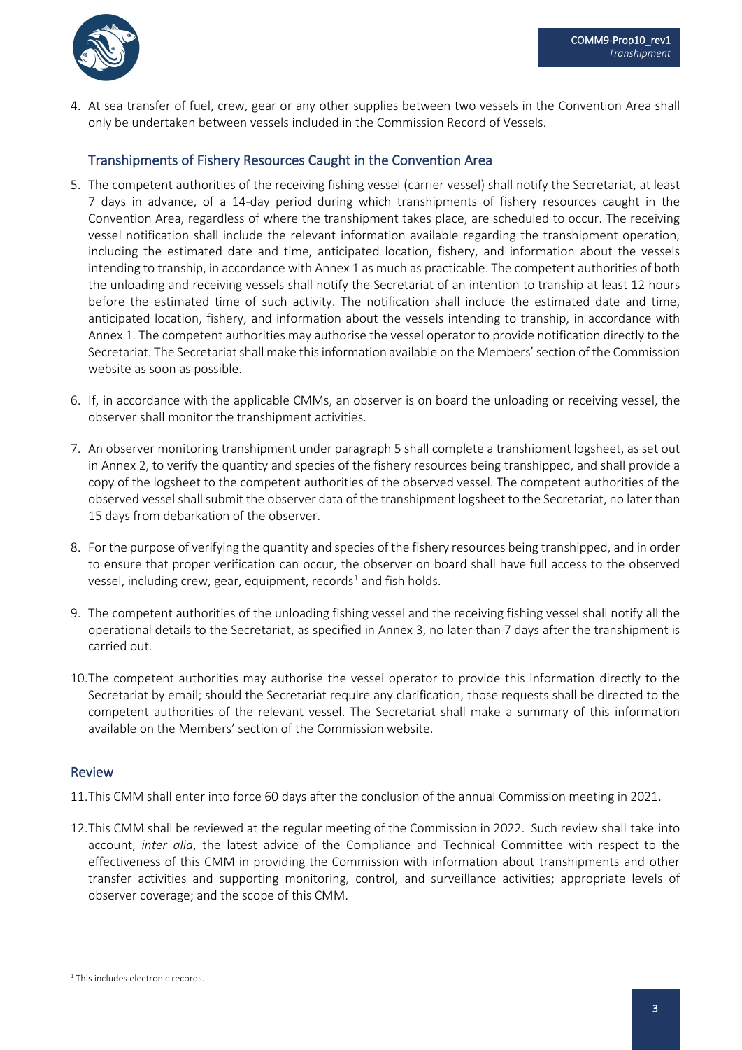4. At sea transfer of fuel, crew, gear or any other supplies between two vessels in the Convention Area shall only be undertaken between vessels included in the Commission Record of Vessels.

## Transhipments of Fishery Resources Caught in the Convention Area

5. The competent authorities of the receiving fishing vessel (carrier vessel) shall notify the Secretariat, at least 7 days in advance, of a 14-day period during which transhipments of fishery resources caught in the Convention Area, regardless of where the transhipment takes place, are scheduled to occur. The receiving vessel notification shall include the relevant information available regarding the transhipment operation, including the estimated date and time, anticipated location, fishery, and information about the vessels intending to tranship, in accordance with Annex 1 as much as practicable. The competent authorities of both the unloading and receiving vessels shall notify the Secretariat of an intention to tranship at least 12 hours before the estimated time of such activity. The notification shall include the estimated date and time, anticipated location, fishery, and information about the vessels intending to tranship, in accordance with Annex 1. The competent authorities may authorise the vessel operator to provide notification directly to the Secretariat. The Secretariat shall make this information available on the Members' section of the Commission website as soon as possible.

6. If, in accordance with the applicable CMMs, an observer is on board the unloading or receiving vessel, the observer shall monitor the transhipment activities.

7. An observer monitoring transhipment under paragraph 5 shall complete a transhipment logsheet, as set out in Annex 2, to verify the quantity and species of the fishery resources being transhipped, and shall provide a copy of the logsheet to the competent authorities of the observed vessel. The competent authorities of the observed vessel shall submit the observer data of the transhipment logsheet to the Secretariat, no later than 15 days from debarkation of the observer.

8. For the purpose of verifying the quantity and species of the fishery resources being transhipped, and in order to ensure that proper verification can occur, the observer on board shall have full access to the observed vessel, including crew, gear, equipment, records[1] and fish holds.

9. The competent authorities of the unloading fishing vessel and the receiving fishing vessel shall notify all the operational details to the Secretariat, as specified in Annex 3, no later than 7 days after the transhipment is carried out.

10. The competent authorities may authorise the vessel operator to provide this information directly to the Secretariat by email; should the Secretariat require any clarification, those requests shall be directed to the competent authorities of the relevant vessel. The Secretariat shall make a summary of this information available on the Members' section of the Commission website.

## Review

11. This CMM shall enter into force 60 days after the conclusion of the annual Commission meeting in 2021.

12. This CMM shall be reviewed at the regular meeting of the Commission in 2022. Such review shall take into account, *inter alia*, the latest advice of the Compliance and Technical Committee with respect to the effectiveness of this CMM in providing the Commission with information about transhipments and other transfer activities and supporting monitoring, control, and surveillance activities; appropriate levels of observer coverage; and the scope of this CMM.

---

[1] This includes electronic records.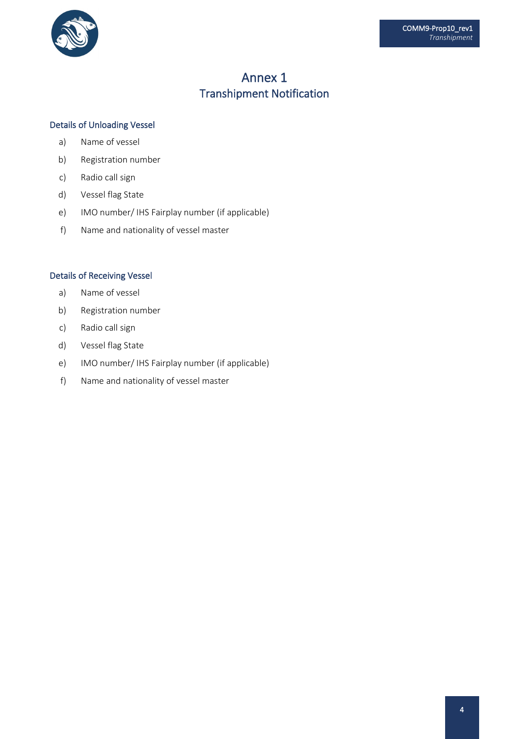# Annex 1
## Transhipment Notification

### Details of Unloading Vessel

a) Name of vessel

b) Registration number

c) Radio call sign

d) Vessel flag State

e) IMO number/ IHS Fairplay number (if applicable)

f) Name and nationality of vessel master

### Details of Receiving Vessel

a) Name of vessel

b) Registration number

c) Radio call sign

d) Vessel flag State

e) IMO number/ IHS Fairplay number (if applicable)

f) Name and nationality of vessel master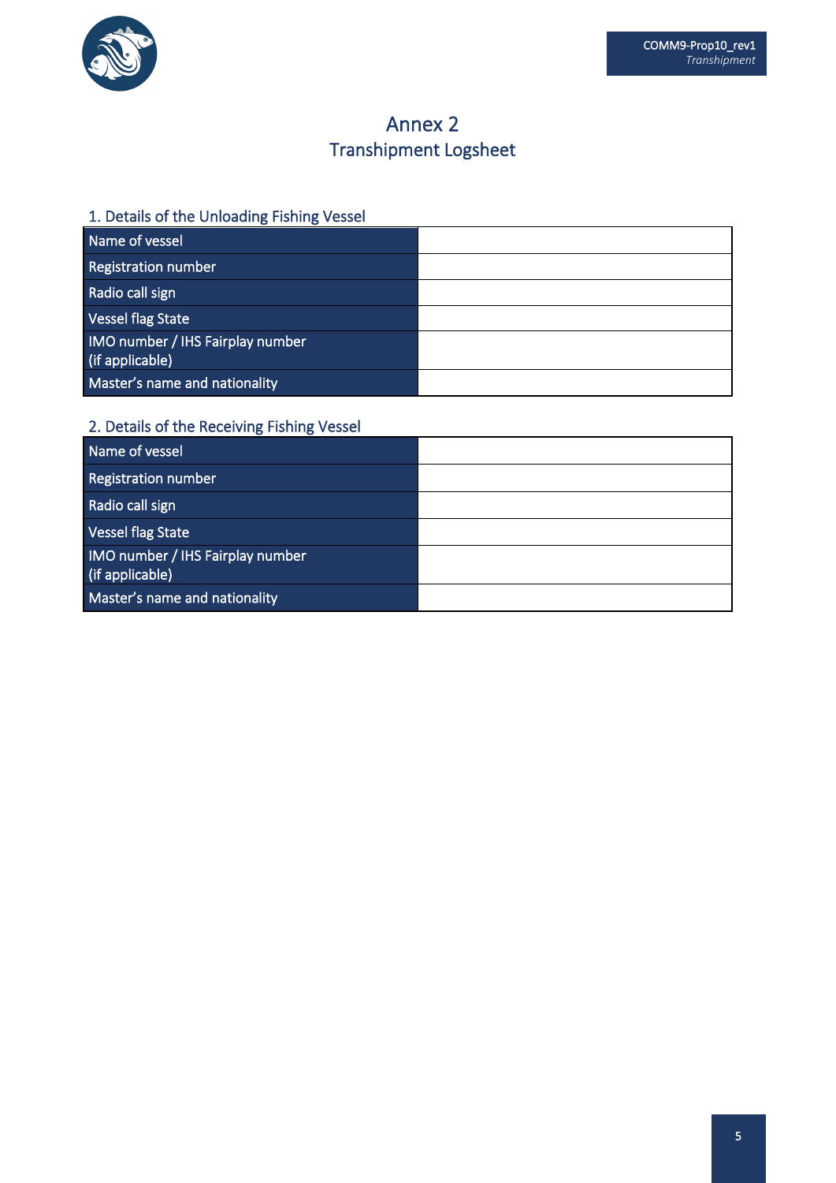# Annex 2

## Transhipment Logsheet

### 1. Details of the Unloading Fishing Vessel

| | |
|---|---|
| Name of vessel | |
| Registration number | |
| Radio call sign | |
| Vessel flag State | |
| IMO number / IHS Fairplay number (if applicable) | |
| Master's name and nationality | |

### 2. Details of the Receiving Fishing Vessel

| | |
|---|---|
| Name of vessel | |
| Registration number | |
| Radio call sign | |
| Vessel flag State | |
| IMO number / IHS Fairplay number (if applicable) | |
| Master's name and nationality | |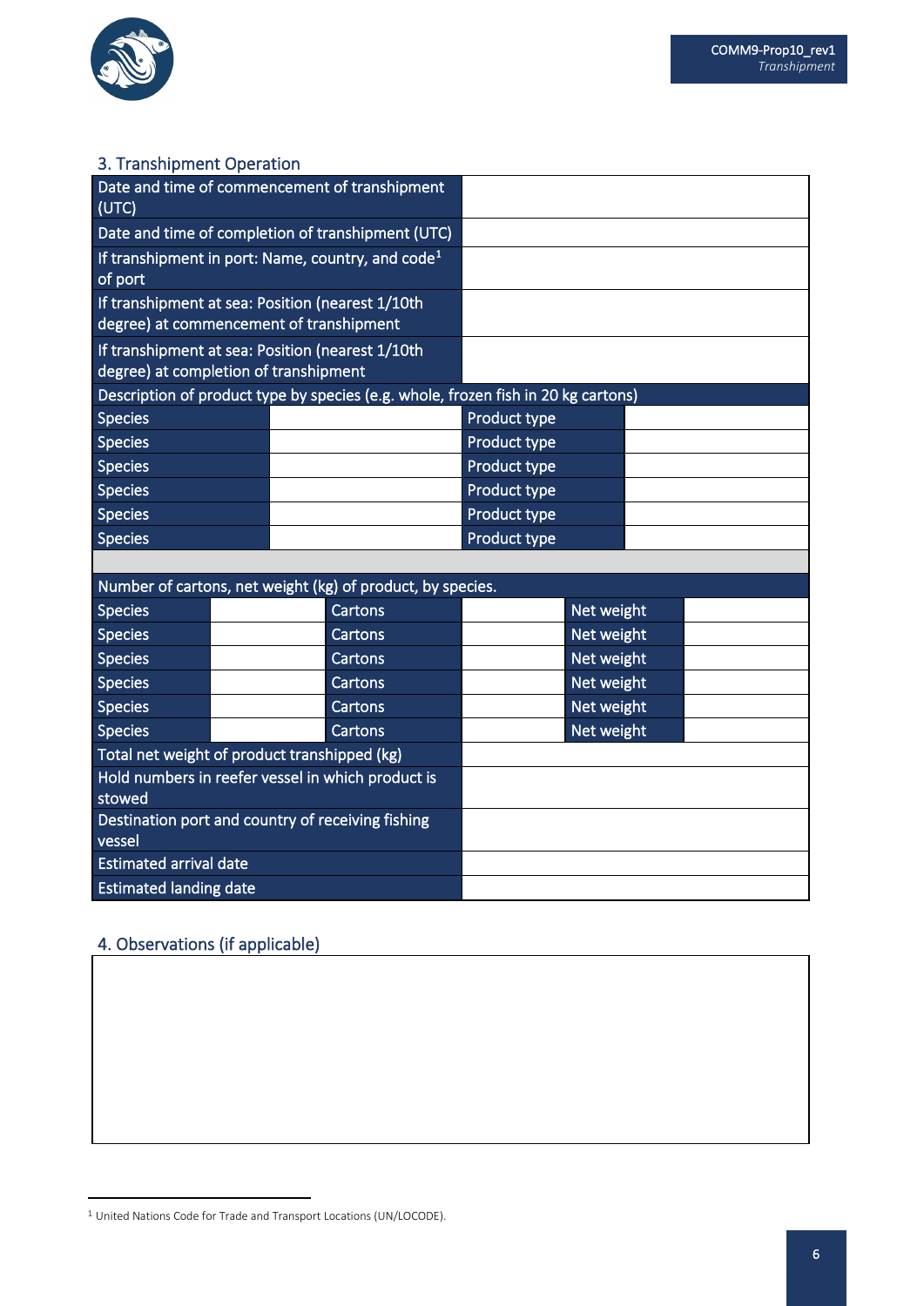## 3. Transhipment Operation

| | |
|---|---|
| Date and time of commencement of transhipment (UTC) | |
| Date and time of completion of transhipment (UTC) | |
| If transhipment in port: Name, country, and code[1] of port | |
| If transhipment at sea: Position (nearest 1/10th degree) at commencement of transhipment | |
| If transhipment at sea: Position (nearest 1/10th degree) at completion of transhipment | |

| Description of product type by species (e.g. whole, frozen fish in 20 kg cartons) | | | |
|---|---|---|---|
| Species | | Product type | |
| Species | | Product type | |
| Species | | Product type | |
| Species | | Product type | |
| Species | | Product type | |
| Species | | Product type | |

| Number of cartons, net weight (kg) of product, by species. | | | | | |
|---|---|---|---|---|---|
| Species | | Cartons | | Net weight | |
| Species | | Cartons | | Net weight | |
| Species | | Cartons | | Net weight | |
| Species | | Cartons | | Net weight | |
| Species | | Cartons | | Net weight | |
| Species | | Cartons | | Net weight | |

| | |
|---|---|
| Total net weight of product transhipped (kg) | |
| Hold numbers in reefer vessel in which product is stowed | |
| Destination port and country of receiving fishing vessel | |
| Estimated arrival date | |
| Estimated landing date | |

## 4. Observations (if applicable)

| |
|---|
| |

[1] United Nations Code for Trade and Transport Locations (UN/LOCODE).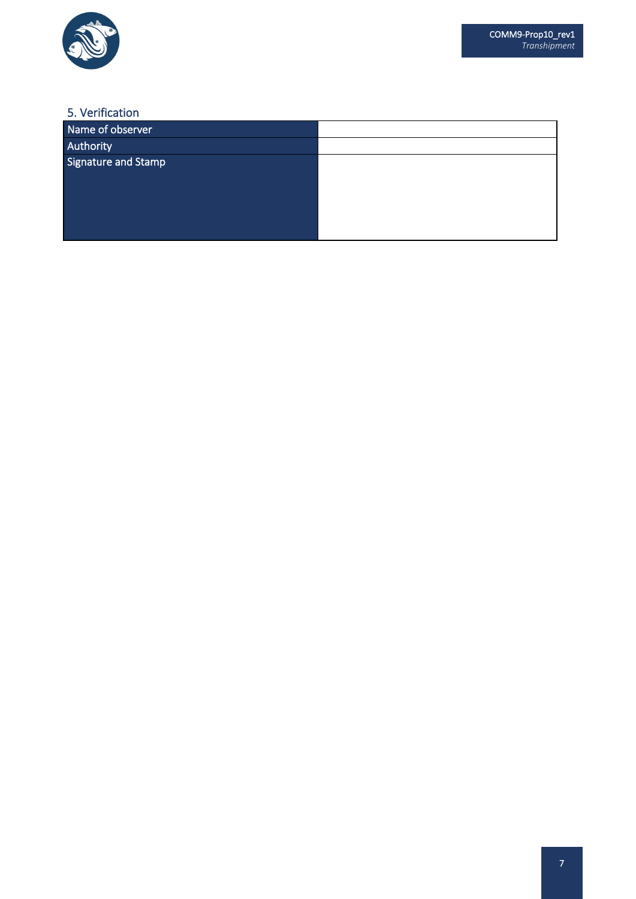### 5. Verification

| | |
|---|---|
| Name of observer | |
| Authority | |
| Signature and Stamp | |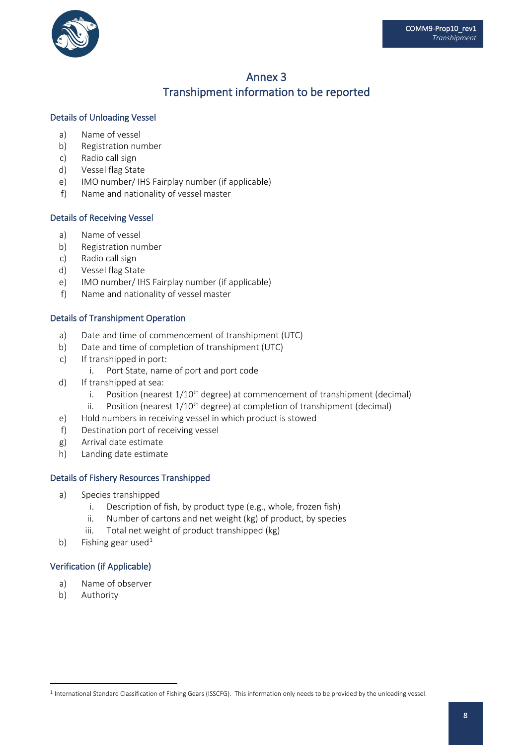# Annex 3
# Transhipment information to be reported

## Details of Unloading Vessel

a) Name of vessel
b) Registration number
c) Radio call sign
d) Vessel flag State
e) IMO number/ IHS Fairplay number (if applicable)
f) Name and nationality of vessel master

## Details of Receiving Vessel

a) Name of vessel
b) Registration number
c) Radio call sign
d) Vessel flag State
e) IMO number/ IHS Fairplay number (if applicable)
f) Name and nationality of vessel master

## Details of Transhipment Operation

a) Date and time of commencement of transhipment (UTC)
b) Date and time of completion of transhipment (UTC)
c) If transhipped in port:
   i. Port State, name of port and port code
d) If transhipped at sea:
   i. Position (nearest $1/10^{th}$ degree) at commencement of transhipment (decimal)
   ii. Position (nearest $1/10^{th}$ degree) at completion of transhipment (decimal)
e) Hold numbers in receiving vessel in which product is stowed
f) Destination port of receiving vessel
g) Arrival date estimate
h) Landing date estimate

## Details of Fishery Resources Transhipped

a) Species transhipped
   i. Description of fish, by product type (e.g., whole, frozen fish)
   ii. Number of cartons and net weight (kg) of product, by species
   iii. Total net weight of product transhipped (kg)
b) Fishing gear used[1]

## Verification (if Applicable)

a) Name of observer
b) Authority

[1] International Standard Classification of Fishing Gears (ISSCFG). This information only needs to be provided by the unloading vessel.